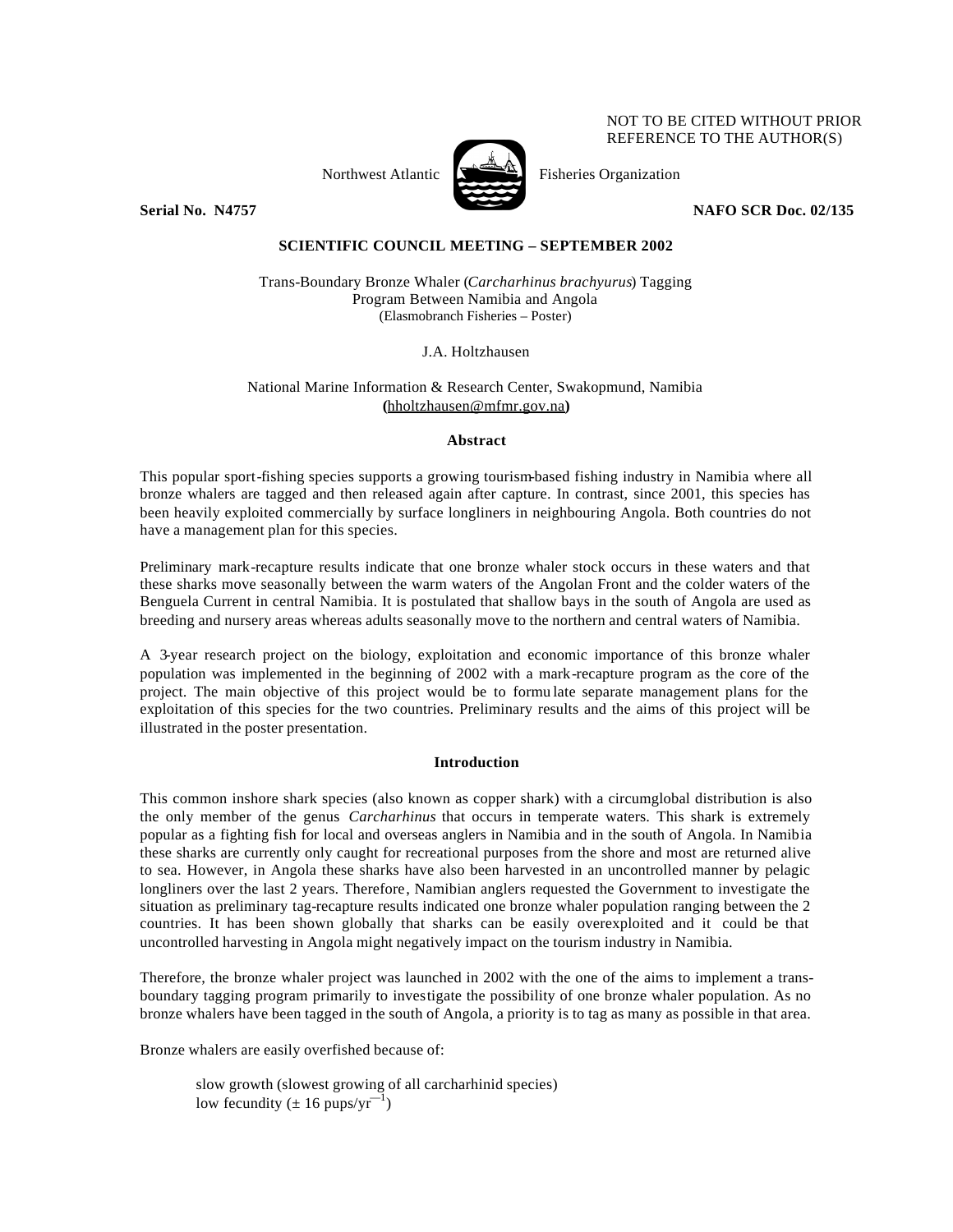NOT TO BE CITED WITHOUT PRIOR REFERENCE TO THE AUTHOR(S)

Northwest Atlantic Fisheries Organization

**Serial No. N4757** **NAFO SCR Doc. 02/135**

**SCIENTIFIC COUNCIL MEETING – SEPTEMBER 2002**

Trans-Boundary Bronze Whaler (*Carcharhinus brachyurus*) Tagging Program Between Namibia and Angola
(Elasmobranch Fisheries – Poster)

J.A. Holtzhausen

National Marine Information & Research Center, Swakopmund, Namibia
(hholtzhausen@mfmr.gov.na)

**Abstract**

This popular sport-fishing species supports a growing tourism-based fishing industry in Namibia where all bronze whalers are tagged and then released again after capture. In contrast, since 2001, this species has been heavily exploited commercially by surface longliners in neighbouring Angola. Both countries do not have a management plan for this species.

Preliminary mark-recapture results indicate that one bronze whaler stock occurs in these waters and that these sharks move seasonally between the warm waters of the Angolan Front and the colder waters of the Benguela Current in central Namibia. It is postulated that shallow bays in the south of Angola are used as breeding and nursery areas whereas adults seasonally move to the northern and central waters of Namibia.

A 3-year research project on the biology, exploitation and economic importance of this bronze whaler population was implemented in the beginning of 2002 with a mark-recapture program as the core of the project. The main objective of this project would be to formulate separate management plans for the exploitation of this species for the two countries. Preliminary results and the aims of this project will be illustrated in the poster presentation.

**Introduction**

This common inshore shark species (also known as copper shark) with a circumglobal distribution is also the only member of the genus *Carcharhinus* that occurs in temperate waters. This shark is extremely popular as a fighting fish for local and overseas anglers in Namibia and in the south of Angola. In Namibia these sharks are currently only caught for recreational purposes from the shore and most are returned alive to sea. However, in Angola these sharks have also been harvested in an uncontrolled manner by pelagic longliners over the last 2 years. Therefore, Namibian anglers requested the Government to investigate the situation as preliminary tag-recapture results indicated one bronze whaler population ranging between the 2 countries. It has been shown globally that sharks can be easily overexploited and it could be that uncontrolled harvesting in Angola might negatively impact on the tourism industry in Namibia.

Therefore, the bronze whaler project was launched in 2002 with the one of the aims to implement a trans-boundary tagging program primarily to investigate the possibility of one bronze whaler population. As no bronze whalers have been tagged in the south of Angola, a priority is to tag as many as possible in that area.

Bronze whalers are easily overfished because of:

slow growth (slowest growing of all carcharhinid species)
low fecundity (± 16 pups/$yr^{-1}$)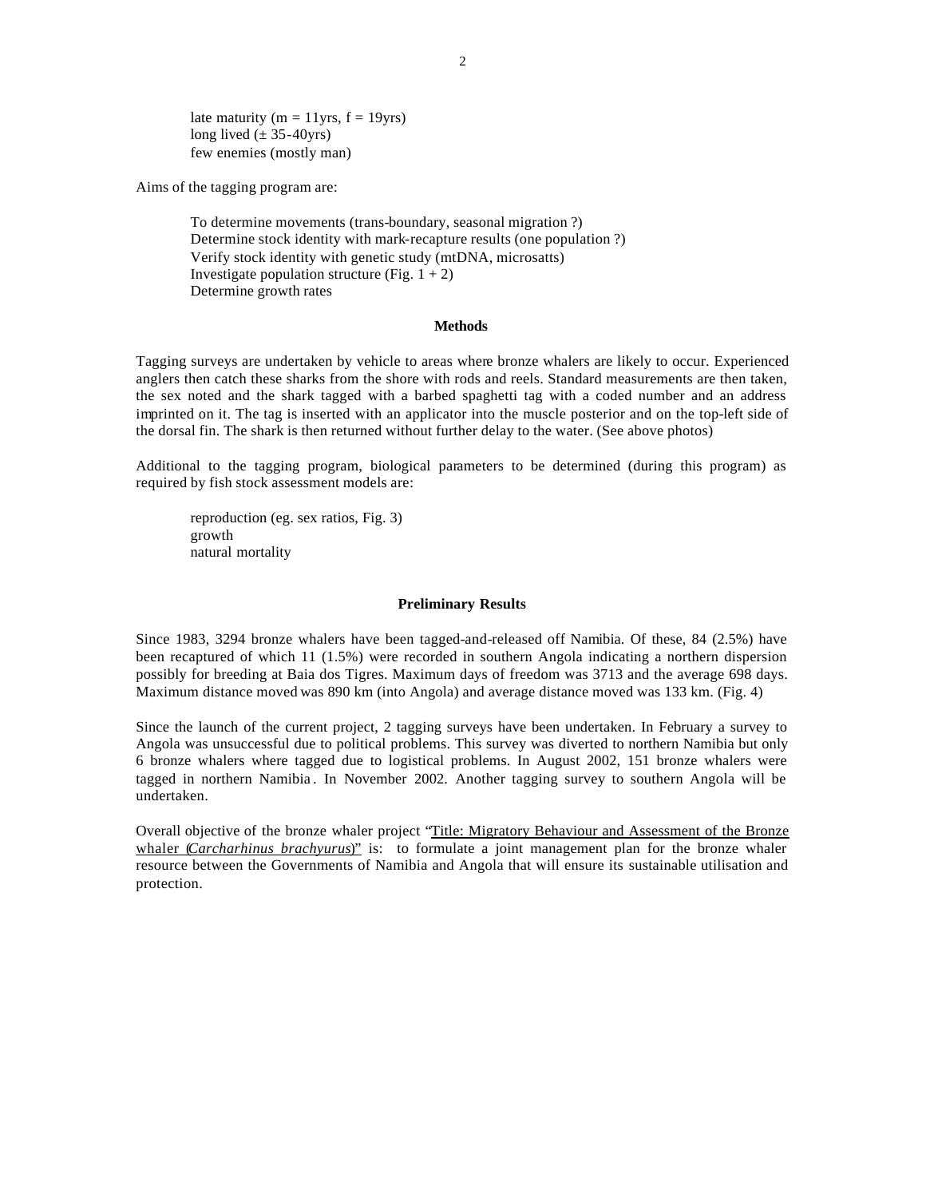late maturity (m = 11yrs, f = 19yrs)
long lived (± 35-40yrs)
few enemies (mostly man)

Aims of the tagging program are:

To determine movements (trans-boundary, seasonal migration ?)
Determine stock identity with mark-recapture results (one population ?)
Verify stock identity with genetic study (mtDNA, microsatts)
Investigate population structure (Fig. 1 + 2)
Determine growth rates

## Methods

Tagging surveys are undertaken by vehicle to areas where bronze whalers are likely to occur. Experienced anglers then catch these sharks from the shore with rods and reels. Standard measurements are then taken, the sex noted and the shark tagged with a barbed spaghetti tag with a coded number and an address imprinted on it. The tag is inserted with an applicator into the muscle posterior and on the top-left side of the dorsal fin. The shark is then returned without further delay to the water. (See above photos)

Additional to the tagging program, biological parameters to be determined (during this program) as required by fish stock assessment models are:

reproduction (eg. sex ratios, Fig. 3)
growth
natural mortality

## Preliminary Results

Since 1983, 3294 bronze whalers have been tagged-and-released off Namibia. Of these, 84 (2.5%) have been recaptured of which 11 (1.5%) were recorded in southern Angola indicating a northern dispersion possibly for breeding at Baia dos Tigres. Maximum days of freedom was 3713 and the average 698 days. Maximum distance moved was 890 km (into Angola) and average distance moved was 133 km. (Fig. 4)

Since the launch of the current project, 2 tagging surveys have been undertaken. In February a survey to Angola was unsuccessful due to political problems. This survey was diverted to northern Namibia but only 6 bronze whalers where tagged due to logistical problems. In August 2002, 151 bronze whalers were tagged in northern Namibia. In November 2002. Another tagging survey to southern Angola will be undertaken.

Overall objective of the bronze whaler project "Title: Migratory Behaviour and Assessment of the Bronze whaler (*Carcharhinus brachyurus*)" is: to formulate a joint management plan for the bronze whaler resource between the Governments of Namibia and Angola that will ensure its sustainable utilisation and protection.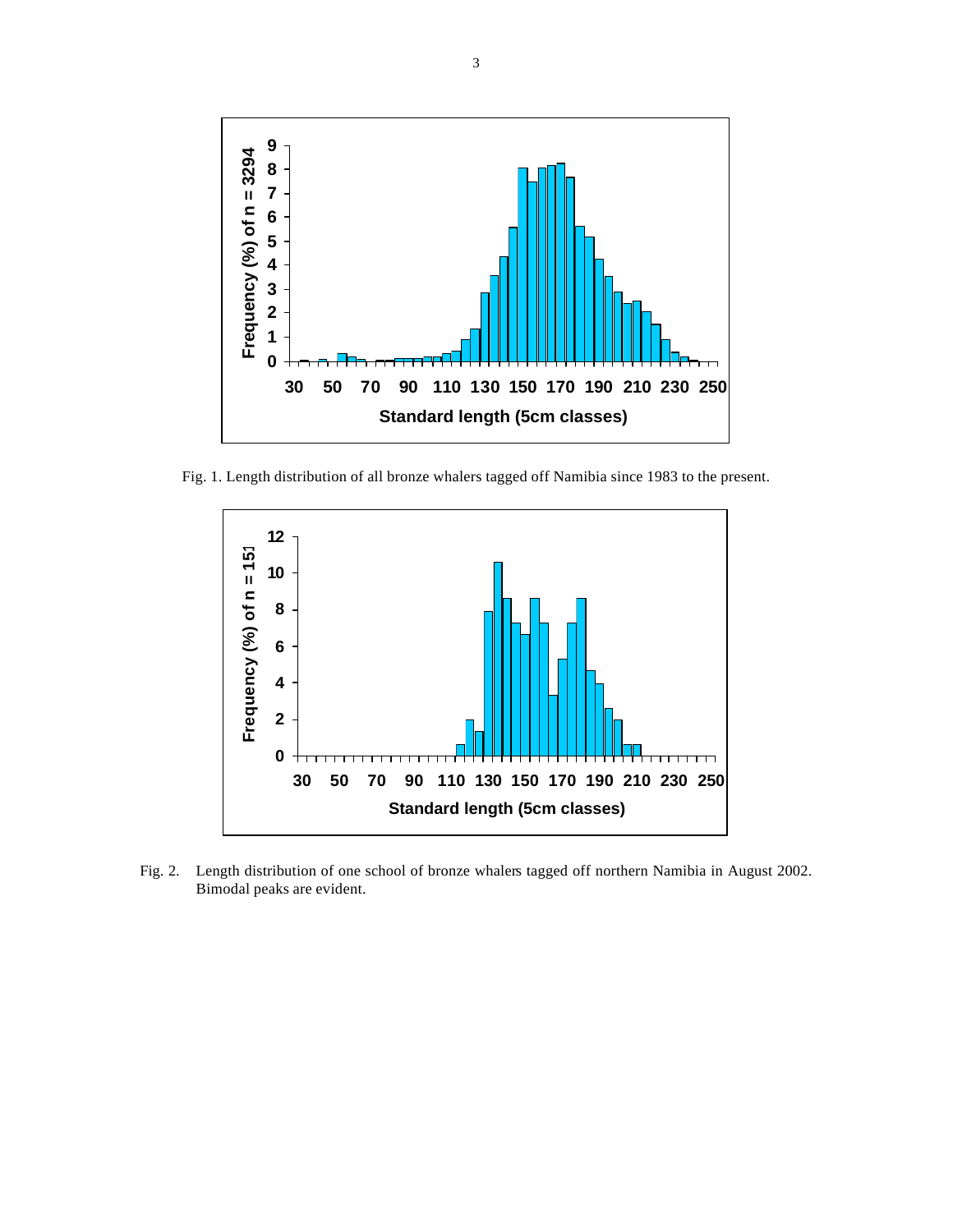Fig. 1. Length distribution of all bronze whalers tagged off Namibia since 1983 to the present.

Fig. 2. Length distribution of one school of bronze whalers tagged off northern Namibia in August 2002. Bimodal peaks are evident.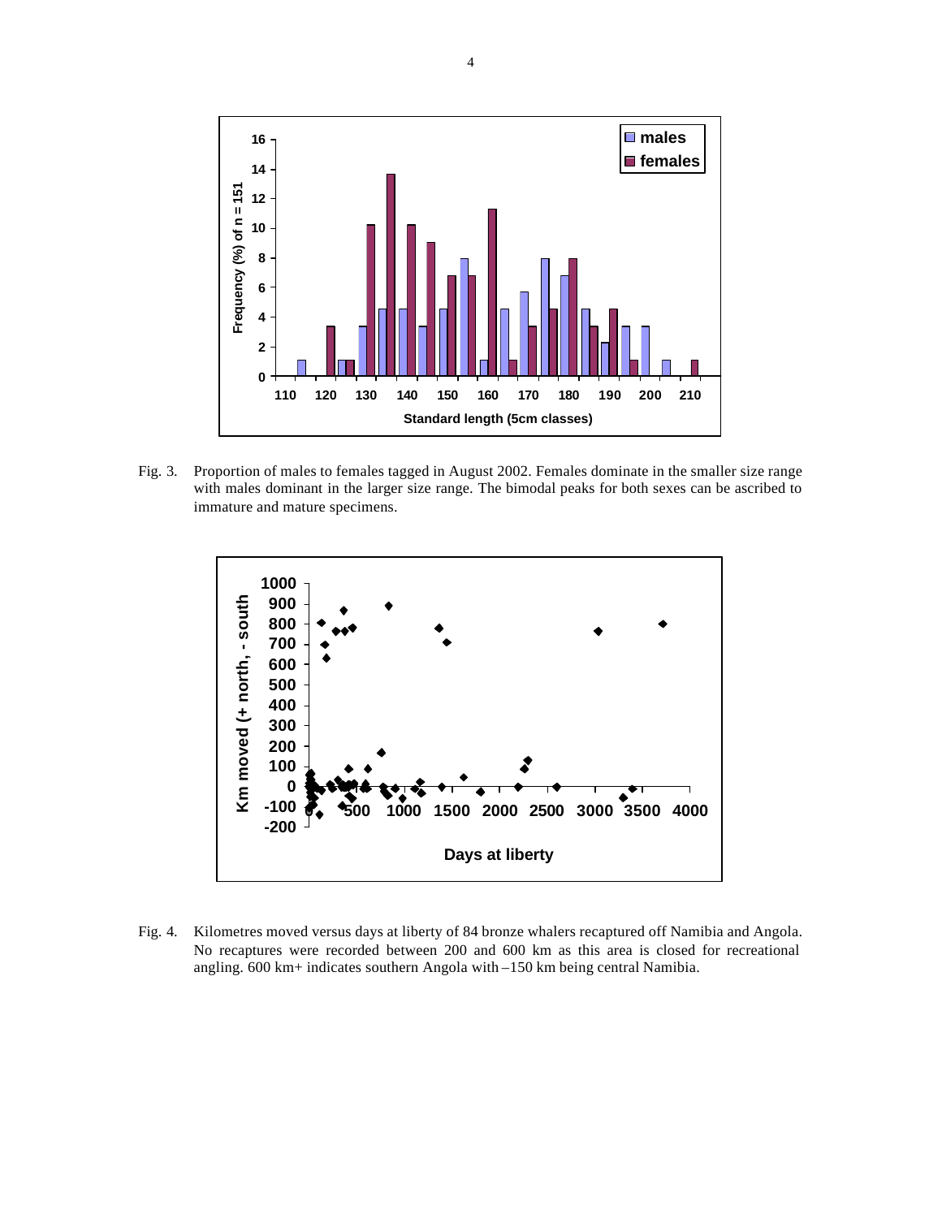males
females

Frequency (%) of n = 151

16
14
12
10
8
6
4
2
0

110 120 130 140 150 160 170 180 190 200 210

Standard length (5cm classes)

Fig. 3. Proportion of males to females tagged in August 2002. Females dominate in the smaller size range with males dominant in the larger size range. The bimodal peaks for both sexes can be ascribed to immature and mature specimens.

Km moved (+ north, - south

1000
900
800
700
600
500
400
300
200
100
0
-100
-200

0 500 1000 1500 2000 2500 3000 3500 4000

Days at liberty

Fig. 4. Kilometres moved versus days at liberty of 84 bronze whalers recaptured off Namibia and Angola. No recaptures were recorded between 200 and 600 km as this area is closed for recreational angling. 600 km+ indicates southern Angola with –150 km being central Namibia.